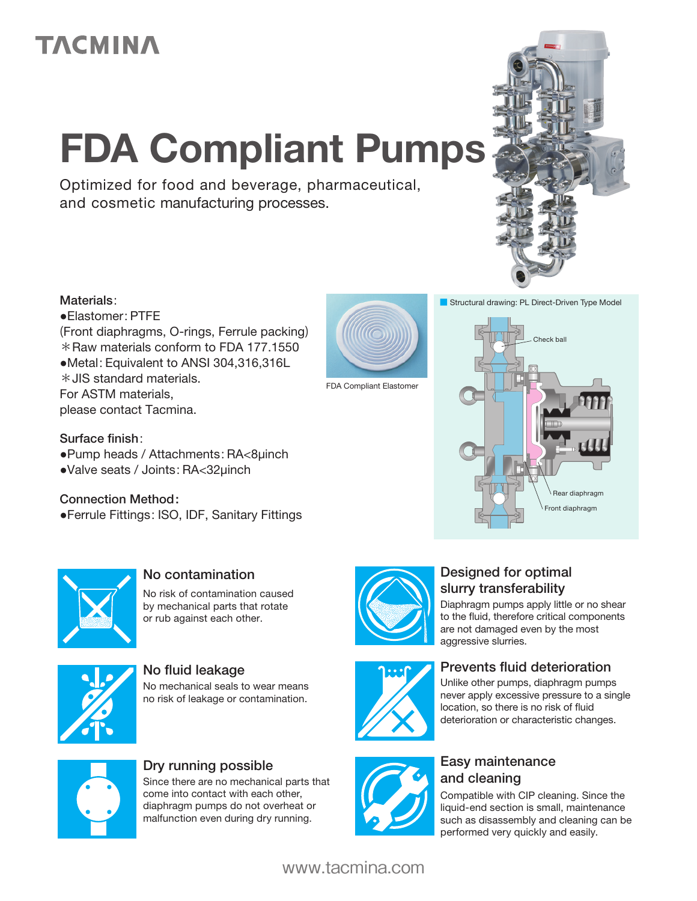TACMINA

# FDA Compliant Pumps

Optimized for food and beverage, pharmaceutical, and cosmetic manufacturing processes.

**Materials**:

- Elastomer: PTFE
  (Front diaphragms, O-rings, Ferrule packing)
  *Raw materials conform to FDA 177.1550
- Metal: Equivalent to ANSI 304,316,316L
  *JIS standard materials.
  For ASTM materials,
  please contact Tacmina.

**Surface finish**:

- Pump heads / Attachments: RA<8μinch
- Valve seats / Joints: RA<32μinch

**Connection Method**:

- Ferrule Fittings: ISO, IDF, Sanitary Fittings

FDA Compliant Elastomer

Structural drawing: PL Direct-Driven Type Model

Check ball

Rear diaphragm

Front diaphragm

### No contamination

No risk of contamination caused by mechanical parts that rotate or rub against each other.

### No fluid leakage

No mechanical seals to wear means no risk of leakage or contamination.

### Dry running possible

Since there are no mechanical parts that come into contact with each other, diaphragm pumps do not overheat or malfunction even during dry running.

### Designed for optimal slurry transferability

Diaphragm pumps apply little or no shear to the fluid, therefore critical components are not damaged even by the most aggressive slurries.

### Prevents fluid deterioration

Unlike other pumps, diaphragm pumps never apply excessive pressure to a single location, so there is no risk of fluid deterioration or characteristic changes.

### Easy maintenance and cleaning

Compatible with CIP cleaning. Since the liquid-end section is small, maintenance such as disassembly and cleaning can be performed very quickly and easily.

www.tacmina.com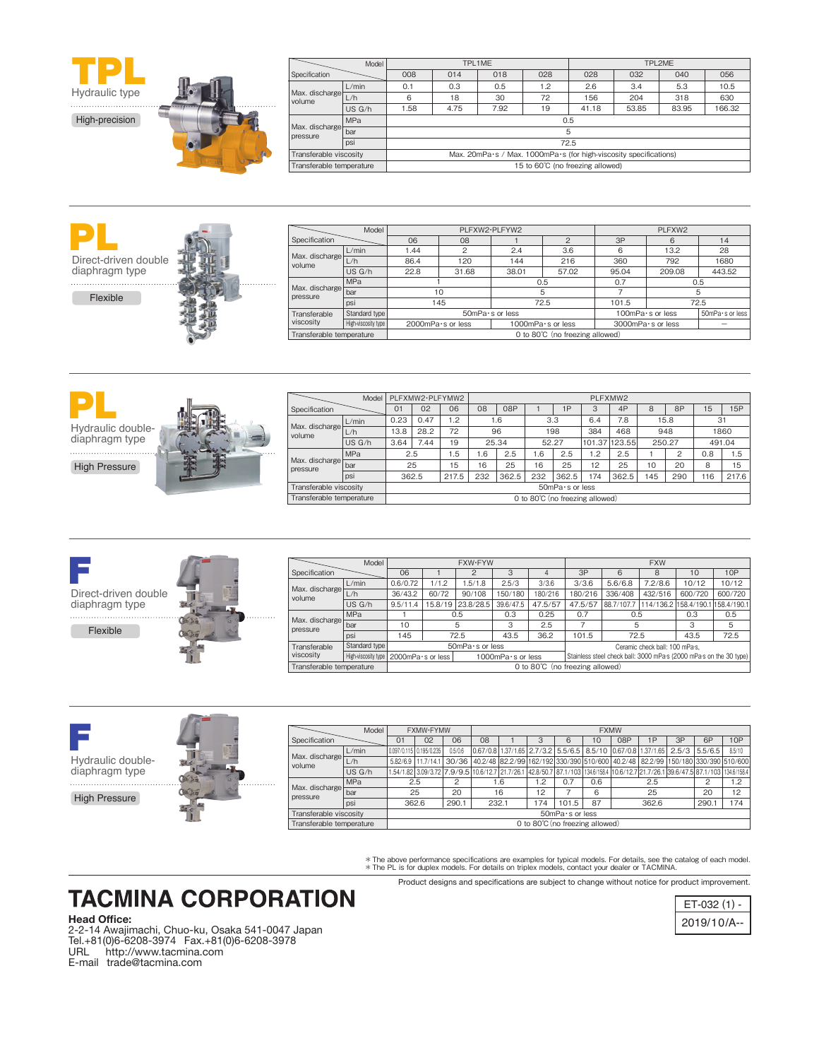## TPL

Hydraulic type

High-precision

| Specification | | TPL1ME 008 | TPL1ME 014 | TPL1ME 018 | TPL1ME 028 | TPL2ME 028 | TPL2ME 032 | TPL2ME 040 | TPL2ME 056 |
|---|---|---|---|---|---|---|---|---|---|
| Max. discharge volume | L/min | 0.1 | 0.3 | 0.5 | 1.2 | 2.6 | 3.4 | 5.3 | 10.5 |
| | L/h | 6 | 18 | 30 | 72 | 156 | 204 | 318 | 630 |
| | US G/h | 1.58 | 4.75 | 7.92 | 19 | 41.18 | 53.85 | 83.95 | 166.32 |
| Max. discharge pressure | MPa | 0.5 | | | | | | | |
| | bar | 5 | | | | | | | |
| | psi | 72.5 | | | | | | | |
| Transferable viscosity | | Max. 20mPa･s / Max. 1000mPa･s (for high-viscosity specifications) | | | | | | | |
| Transferable temperature | | 15 to 60℃ (no freezing allowed) | | | | | | | |

## PL

Direct-driven double diaphragm type

Flexible

| Specification | | PLFXW2･PLFYW2 06 | PLFXW2･PLFYW2 08 | PLFXW2･PLFYW2 1 | PLFXW2･PLFYW2 2 | PLFXW2 3P | PLFXW2 6 | PLFXW2 14 |
|---|---|---|---|---|---|---|---|---|
| Max. discharge volume | L/min | 1.44 | 2 | 2.4 | 3.6 | 6 | 13.2 | 28 |
| | L/h | 86.4 | 120 | 144 | 216 | 360 | 792 | 1680 |
| | US G/h | 22.8 | 31.68 | 38.01 | 57.02 | 95.04 | 209.08 | 443.52 |
| Max. discharge pressure | MPa | 1 | | 0.5 | | 0.7 | 0.5 | |
| | bar | 10 | | 5 | | 7 | 5 | |
| | psi | 145 | | 72.5 | | 101.5 | 72.5 | |
| Transferable viscosity | Standard type | 50mPa･s or less | | | | 100mPa･s or less | | 50mPa･s or less |
| | High-viscosity type | 2000mPa･s or less | | 1000mPa･s or less | | 3000mPa･s or less | | — |
| Transferable temperature | | 0 to 80℃ (no freezing allowed) | | | | | | |

## PL

Hydraulic double-diaphragm type

High Pressure

| Specification | | PLFXMW2･PLFYMW2 01 | PLFXMW2･PLFYMW2 02 | PLFXMW2･PLFYMW2 06 | PLFXMW2 08 | PLFXMW2 08P | PLFXMW2 1 | PLFXMW2 1P | PLFXMW2 3 | PLFXMW2 4P | PLFXMW2 8 | PLFXMW2 8P | PLFXMW2 15 | PLFXMW2 15P |
|---|---|---|---|---|---|---|---|---|---|---|---|---|---|---|
| Max. discharge volume | L/min | 0.23 | 0.47 | 1.2 | 1.6 | | 3.3 | | 6.4 | 7.8 | 15.8 | | 31 | |
| | L/h | 13.8 | 28.2 | 72 | 96 | | 198 | | 384 | 468 | 948 | | 1860 | |
| | US G/h | 3.64 | 7.44 | 19 | 25.34 | | 52.27 | | 101.37 | 123.55 | 250.27 | | 491.04 | |
| Max. discharge pressure | MPa | 2.5 | | 1.5 | 1.6 | 2.5 | 1.6 | 2.5 | 1.2 | 2.5 | 1 | 2 | 0.8 | 1.5 |
| | bar | 25 | | 15 | 16 | 25 | 16 | 25 | 12 | 25 | 10 | 20 | 8 | 15 |
| | psi | 362.5 | | 217.5 | 232 | 362.5 | 232 | 362.5 | 174 | 362.5 | 145 | 290 | 116 | 217.6 |
| Transferable viscosity | | 50mPa･s or less | | | | | | | | | | | | |
| Transferable temperature | | 0 to 80℃ (no freezing allowed) | | | | | | | | | | | | |

## F

Direct-driven double diaphragm type

Flexible

| Specification | | FXW･FYW 06 | FXW･FYW 1 | FXW･FYW 2 | FXW･FYW 3 | FXW･FYW 4 | FXW 3P | FXW 6 | FXW 8 | FXW 10 | FXW 10P |
|---|---|---|---|---|---|---|---|---|---|---|---|
| Max. discharge volume | L/min | 0.6/0.72 | 1/1.2 | 1.5/1.8 | 2.5/3 | 3/3.6 | 3/3.6 | 5.6/6.8 | 7.2/8.6 | 10/12 | 10/12 |
| | L/h | 36/43.2 | 60/72 | 90/108 | 150/180 | 180/216 | 180/216 | 336/408 | 432/516 | 600/720 | 600/720 |
| | US G/h | 9.5/11.4 | 15.8/19 | 23.8/28.5 | 39.6/47.5 | 47.5/57 | 47.5/57 | 88.7/107.7 | 114/136.2 | 158.4/190.1 | 158.4/190.1 |
| Max. discharge pressure | MPa | 1 | 0.5 | | 0.3 | 0.25 | 0.7 | 0.5 | | 0.3 | 0.5 |
| | bar | 10 | 5 | | 3 | 2.5 | 7 | 5 | | 3 | 5 |
| | psi | 145 | 72.5 | | 43.5 | 36.2 | 101.5 | 72.5 | | 43.5 | 72.5 |
| Transferable viscosity | Standard type | 50mPa･s or less | | | | | Ceramic check ball: 100 mPa･s, | | | | |
| | High-viscosity type | 2000mPa･s or less | 1000mPa･s or less | | | | Stainless steel check ball: 3000 mPa･s (2000 mPa･s on the 30 type) | | | | |
| Transferable temperature | | 0 to 80℃ (no freezing allowed) | | | | | | | | | |

## F

Hydraulic double-diaphragm type

High Pressure

| Specification | | FXMW･FYMW 01 | FXMW･FYMW 02 | FXMW･FYMW 06 | FXMW 08 | FXMW 1 | FXMW 3 | FXMW 6 | FXMW 10 | FXMW 08P | FXMW 1P | FXMW 3P | FXMW 6P | FXMW 10P |
|---|---|---|---|---|---|---|---|---|---|---|---|---|---|---|
| Max. discharge volume | L/min | 0.097/0.115 | 0.195/0.235 | 0.5/0.6 | 0.67/0.8 | 1.37/1.65 | 2.7/3.2 | 5.5/6.5 | 8.5/10 | 0.67/0.8 | 1.37/1.65 | 2.5/3 | 5.5/6.5 | 8.5/10 |
| | L/h | 5.82/6.9 | 11.7/14.1 | 30/36 | 40.2/48 | 82.2/99 | 162/192 | 330/390 | 510/600 | 40.2/48 | 82.2/99 | 150/180 | 330/390 | 510/600 |
| | US G/h | 1.54/1.82 | 3.09/3.72 | 7.9/9.5 | 10.6/12.7 | 21.7/26.1 | 42.8/50.7 | 87.1/103 | 134.6/158.4 | 10.6/12.7 | 21.7/26.1 | 39.6/47.5 | 87.1/103 | 134.6/158.4 |
| Max. discharge pressure | MPa | 2.5 | | 2 | 1.6 | | 1.2 | 0.7 | 0.6 | 2.5 | | | 2 | 1.2 |
| | bar | 25 | | 20 | 16 | | 12 | 7 | 6 | 25 | | | 20 | 12 |
| | psi | 362.6 | | 290.1 | 232.1 | | 174 | 101.5 | 87 | 362.6 | | | 290.1 | 174 |
| Transferable viscosity | | 50mPa･s or less | | | | | | | | | | | | |
| Transferable temperature | | 0 to 80℃ (no freezing allowed) | | | | | | | | | | | | |

* The above performance specifications are examples for typical models. For details, see the catalog of each model.
* The PL is for duplex models. For details on triplex models, contact your dealer or TACMINA.

Product designs and specifications are subject to change without notice for product improvement.

# TACMINA CORPORATION

**Head Office:**
2-2-14 Awajimachi, Chuo-ku, Osaka 541-0047 Japan
Tel.+81(0)6-6208-3974 Fax.+81(0)6-6208-3978
URL http://www.tacmina.com
E-mail trade@tacmina.com

ET-032 (1) -
2019/10/A--